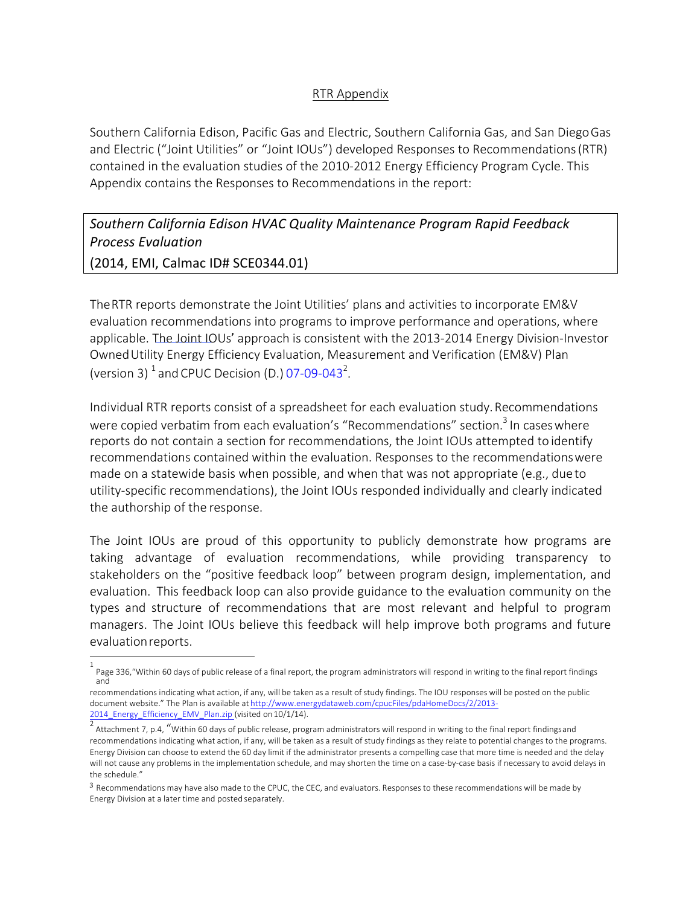RTR Appendix

Southern California Edison, Pacific Gas and Electric, Southern California Gas, and San Diego Gas and Electric ("Joint Utilities" or "Joint IOUs") developed Responses to Recommendations (RTR) contained in the evaluation studies of the 2010-2012 Energy Efficiency Program Cycle. This Appendix contains the Responses to Recommendations in the report:

*Southern California Edison HVAC Quality Maintenance Program Rapid Feedback Process Evaluation*
(2014, EMI, Calmac ID# SCE0344.01)

The RTR reports demonstrate the Joint Utilities' plans and activities to incorporate EM&V evaluation recommendations into programs to improve performance and operations, where applicable. The Joint IOUs' approach is consistent with the 2013-2014 Energy Division-Investor Owned Utility Energy Efficiency Evaluation, Measurement and Verification (EM&V) Plan (version 3) [1] and CPUC Decision (D.) 07-09-043[2].

Individual RTR reports consist of a spreadsheet for each evaluation study. Recommendations were copied verbatim from each evaluation's "Recommendations" section.[3] In cases where reports do not contain a section for recommendations, the Joint IOUs attempted to identify recommendations contained within the evaluation. Responses to the recommendations were made on a statewide basis when possible, and when that was not appropriate (e.g., due to utility-specific recommendations), the Joint IOUs responded individually and clearly indicated the authorship of the response.

The Joint IOUs are proud of this opportunity to publicly demonstrate how programs are taking advantage of evaluation recommendations, while providing transparency to stakeholders on the "positive feedback loop" between program design, implementation, and evaluation. This feedback loop can also provide guidance to the evaluation community on the types and structure of recommendations that are most relevant and helpful to program managers. The Joint IOUs believe this feedback will help improve both programs and future evaluation reports.

---

[1] Page 336, "Within 60 days of public release of a final report, the program administrators will respond in writing to the final report findings and recommendations indicating what action, if any, will be taken as a result of study findings. The IOU responses will be posted on the public document website." The Plan is available at http://www.energydataweb.com/cpucFiles/pdaHomeDocs/2/2013-2014_Energy_Efficiency_EMV_Plan.zip (visited on 10/1/14).

[2] Attachment 7, p.4, "Within 60 days of public release, program administrators will respond in writing to the final report findings and recommendations indicating what action, if any, will be taken as a result of study findings as they relate to potential changes to the programs. Energy Division can choose to extend the 60 day limit if the administrator presents a compelling case that more time is needed and the delay will not cause any problems in the implementation schedule, and may shorten the time on a case-by-case basis if necessary to avoid delays in the schedule."

[3] Recommendations may have also made to the CPUC, the CEC, and evaluators. Responses to these recommendations will be made by Energy Division at a later time and posted separately.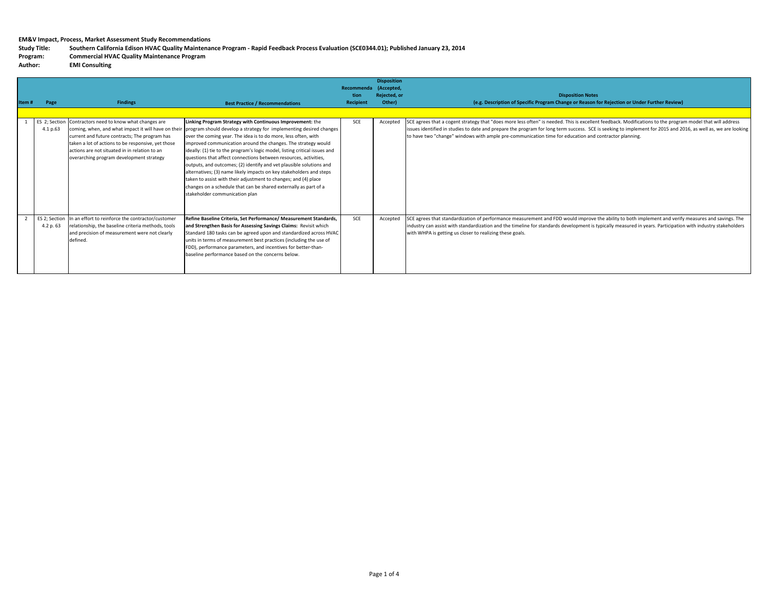**EM&V Impact, Process, Market Assessment Study Recommendations**

**Study Title:** Southern California Edison HVAC Quality Maintenance Program - Rapid Feedback Process Evaluation (SCE0344.01); Published January 23, 2014

**Program:** Commercial HVAC Quality Maintenance Program

**Author:** EMI Consulting

| Item # | Page | Findings | Best Practice / Recommendations | Recommendation Recipient | Disposition (Accepted, Rejected, or Other) | Disposition Notes (e.g. Description of Specific Program Change or Reason for Rejection or Under Further Review) |
|---|---|---|---|---|---|---|
| | | | | | | |
| 1 | ES 2; Section 4.1 p.63 | Contractors need to know what changes are coming, when, and what impact it will have on their current and future contracts; The program has taken a lot of actions to be responsive, yet those actions are not situated in in relation to an overarching program development strategy | **Linking Program Strategy with Continuous Improvement:** the program should develop a strategy for implementing desired changes over the coming year. The idea is to do more, less often, with improved communication around the changes. The strategy would ideally: (1) tie to the program's logic model, listing critical issues and questions that affect connections between resources, activities, outputs, and outcomes; (2) identify and vet plausible solutions and alternatives; (3) name likely impacts on key stakeholders and steps taken to assist with their adjustment to changes; and (4) place changes on a schedule that can be shared externally as part of a stakeholder communication plan | SCE | Accepted | SCE agrees that a cogent strategy that "does more less often" is needed. This is excellent feedback. Modifications to the program model that will address issues identified in studies to date and prepare the program for long term success. SCE is seeking to implement for 2015 and 2016, as well as, we are looking to have two "change" windows with ample pre-communication time for education and contractor planning. |
| 2 | ES 2; Section 4.2 p. 63 | In an effort to reinforce the contractor/customer relationship, the baseline criteria methods, tools and precision of measurement were not clearly defined. | **Refine Baseline Criteria, Set Performance/ Measurement Standards, and Strengthen Basis for Assessing Savings Claims:** Revisit which Standard 180 tasks can be agreed upon and standardized across HVAC units in terms of measurement best practices (including the use of FDD), performance parameters, and incentives for better-than-baseline performance based on the concerns below. | SCE | Accepted | SCE agrees that standardization of performance measurement and FDD would improve the ability to both implement and verify measures and savings. The industry can assist with standardization and the timeline for standards development is typically measured in years. Participation with industry stakeholders with WHPA is getting us closer to realizing these goals. |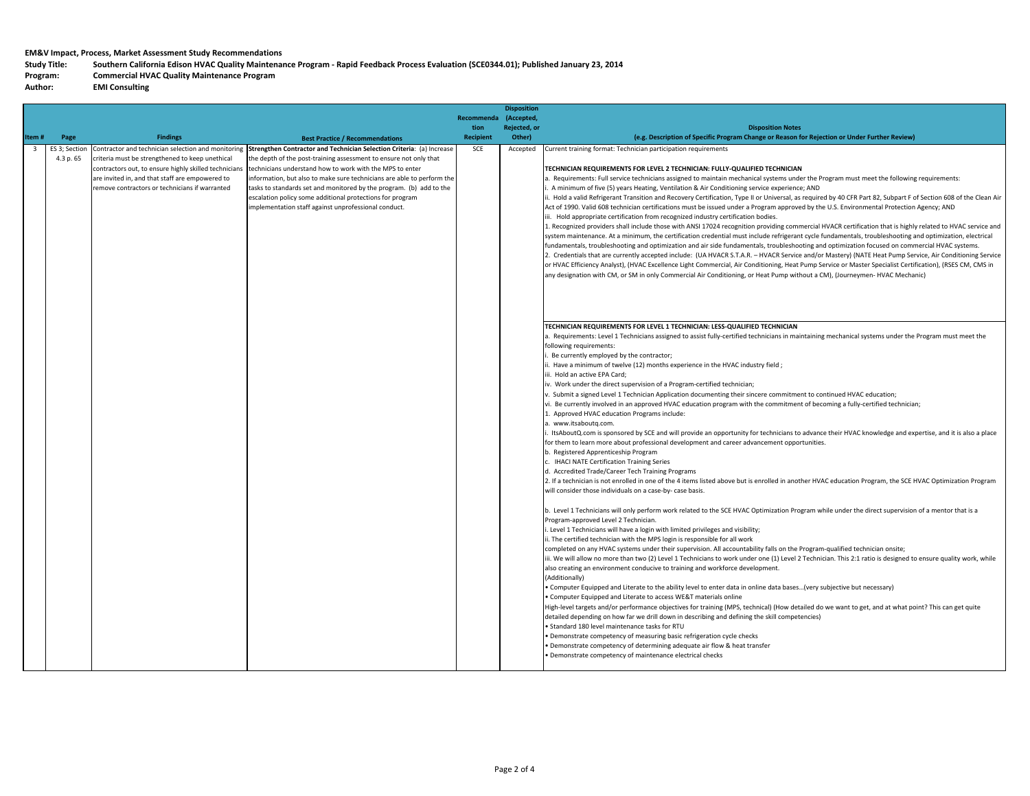**EM&V Impact, Process, Market Assessment Study Recommendations**

**Study Title:** Southern California Edison HVAC Quality Maintenance Program - Rapid Feedback Process Evaluation (SCE0344.01); Published January 23, 2014

**Program:** Commercial HVAC Quality Maintenance Program

**Author:** EMI Consulting

| Item # | Page | Findings | Best Practice / Recommendations | Recommendation Recipient | Disposition (Accepted, Rejected, or Other) | Disposition Notes (e.g. Description of Specific Program Change or Reason for Rejection or Under Further Review) |
|---|---|---|---|---|---|---|
| 3 | ES 3; Section 4.3 p. 65 | Contractor and technician selection and monitoring criteria must be strengthened to keep unethical contractors out, to ensure highly skilled technicians are invited in, and that staff are empowered to remove contractors or technicians if warranted | **Strengthen Contractor and Technician Selection Criteria**: (a) Increase the depth of the post-training assessment to ensure not only that technicians understand how to work with the MPS to enter information, but also to make sure technicians are able to perform the tasks to standards set and monitored by the program. (b) add to the escalation policy some additional protections for program implementation staff against unprofessional conduct. | SCE | Accepted | Current training format: Technician participation requirements<br><br>**TECHNICIAN REQUIREMENTS FOR LEVEL 2 TECHNICIAN: FULLY-QUALIFIED TECHNICIAN**<br>a. Requirements: Full service technicians assigned to maintain mechanical systems under the Program must meet the following requirements:<br>i. A minimum of five (5) years Heating, Ventilation & Air Conditioning service experience; AND<br>ii. Hold a valid Refrigerant Transition and Recovery Certification, Type II or Universal, as required by 40 CFR Part 82, Subpart F of Section 608 of the Clean Air Act of 1990. Valid 608 technician certifications must be issued under a Program approved by the U.S. Environmental Protection Agency; AND<br>iii. Hold appropriate certification from recognized industry certification bodies.<br>1. Recognized providers shall include those with ANSI 17024 recognition providing commercial HVACR certification that is highly related to HVAC service and system maintenance. At a minimum, the certification credential must include refrigerant cycle fundamentals, troubleshooting and optimization, electrical fundamentals, troubleshooting and optimization and air side fundamentals, troubleshooting and optimization focused on commercial HVAC systems.<br>2. Credentials that are currently accepted include: (UA HVACR S.T.A.R. – HVACR Service and/or Mastery) (NATE Heat Pump Service, Air Conditioning Service or HVAC Efficiency Analyst), (HVAC Excellence Light Commercial, Air Conditioning, Heat Pump Service or Master Specialist Certification), (RSES CM, CMS in any designation with CM, or SM in only Commercial Air Conditioning, or Heat Pump without a CM), (Journeymen- HVAC Mechanic) |
| | | | | | | **TECHNICIAN REQUIREMENTS FOR LEVEL 1 TECHNICIAN: LESS-QUALIFIED TECHNICIAN**<br>a. Requirements: Level 1 Technicians assigned to assist fully-certified technicians in maintaining mechanical systems under the Program must meet the following requirements:<br>i. Be currently employed by the contractor;<br>ii. Have a minimum of twelve (12) months experience in the HVAC industry field ;<br>iii. Hold an active EPA Card;<br>iv. Work under the direct supervision of a Program-certified technician;<br>v. Submit a signed Level 1 Technician Application documenting their sincere commitment to continued HVAC education;<br>vi. Be currently involved in an approved HVAC education program with the commitment of becoming a fully-certified technician;<br>1. Approved HVAC education Programs include:<br>a. www.itsaboutq.com.<br>i. ItsAboutQ.com is sponsored by SCE and will provide an opportunity for technicians to advance their HVAC knowledge and expertise, and it is also a place for them to learn more about professional development and career advancement opportunities.<br>b. Registered Apprenticeship Program<br>c. IHACI NATE Certification Training Series<br>d. Accredited Trade/Career Tech Training Programs<br>2. If a technician is not enrolled in one of the 4 items listed above but is enrolled in another HVAC education Program, the SCE HVAC Optimization Program will consider those individuals on a case-by- case basis.<br><br>b. Level 1 Technicians will only perform work related to the SCE HVAC Optimization Program while under the direct supervision of a mentor that is a Program-approved Level 2 Technician.<br>i. Level 1 Technicians will have a login with limited privileges and visibility;<br>ii. The certified technician with the MPS login is responsible for all work completed on any HVAC systems under their supervision. All accountability falls on the Program-qualified technician onsite;<br>iii. We will allow no more than two (2) Level 1 Technicians to work under one (1) Level 2 Technician. This 2:1 ratio is designed to ensure quality work, while also creating an environment conducive to training and workforce development.<br>(Additionally)<br>• Computer Equipped and Literate to the ability level to enter data in online data bases…(very subjective but necessary)<br>• Computer Equipped and Literate to access WE&T materials online<br>High-level targets and/or performance objectives for training (MPS, technical) (How detailed do we want to get, and at what point? This can get quite detailed depending on how far we drill down in describing and defining the skill competencies)<br>• Standard 180 level maintenance tasks for RTU<br>• Demonstrate competency of measuring basic refrigeration cycle checks<br>• Demonstrate competency of determining adequate air flow & heat transfer<br>• Demonstrate competency of maintenance electrical checks |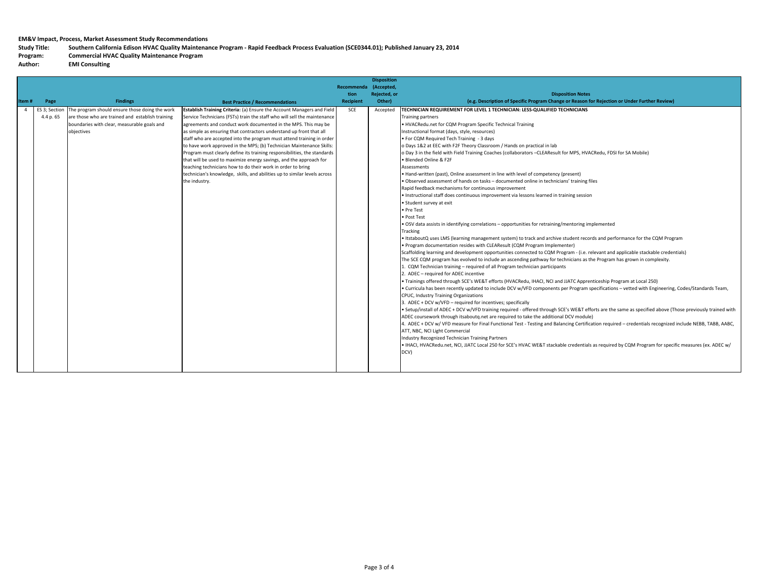**EM&V Impact, Process, Market Assessment Study Recommendations**
**Study Title:** Southern California Edison HVAC Quality Maintenance Program - Rapid Feedback Process Evaluation (SCE0344.01); Published January 23, 2014
**Program:** Commercial HVAC Quality Maintenance Program
**Author:** EMI Consulting

| Item # | Page | Findings | Best Practice / Recommendations | Recommendation Recipient | Disposition (Accepted, Rejected, or Other) | Disposition Notes (e.g. Description of Specific Program Change or Reason for Rejection or Under Further Review) |
|---|---|---|---|---|---|---|
| 4 | ES 3; Section 4.4 p. 65 | The program should ensure those doing the work are those who are trained and establish training boundaries with clear, measurable goals and objectives | **Establish Training Criteria:** (a) Ensure the Account Managers and Field Service Technicians (FSTs) train the staff who will sell the maintenance agreements and conduct work documented in the MPS. This may be as simple as ensuring that contractors understand up front that all staff who are accepted into the program must attend training in order to have work approved in the MPS; (b) Technician Maintenance Skills: Program must clearly define its training responsibilities, the standards that will be used to maximize energy savings, and the approach for teaching technicians how to do their work in order to bring technician's knowledge, skills, and abilities up to similar levels across the industry. | SCE | Accepted | **TECHNICIAN REQUIREMENT FOR LEVEL 1 TECHNICIAN: LESS-QUALIFIED TECHNICIANS**<br>Training partners<br>• HVACRedu.net for CQM Program Specific Technical Training<br>Instructional format (days, style, resources)<br>• For CQM Required Tech Training - 3 days<br>o Days 1&2 at EEC with F2F Theory Classroom / Hands on practical in lab<br>o Day 3 in the field with Field Training Coaches (collaborators –CLEAResult for MPS, HVACRedu, FDSI for SA Mobile)<br>• Blended Online & F2F<br>Assessments<br>• Hand-written (past), Online assessment in line with level of competency (present)<br>• Observed assessment of hands on tasks – documented online in technicians' training files<br>Rapid feedback mechanisms for continuous improvement<br>• Instructional staff does continuous improvement via lessons learned in training session<br>• Student survey at exit<br>• Pre Test<br>• Post Test<br>• OSV data assists in identifying correlations – opportunities for retraining/mentoring implemented<br>Tracking<br>• ItsaboutQ uses LMS (learning management system) to track and archive student records and performance for the CQM Program<br>• Program documentation resides with CLEAResult (CQM Program Implementer)<br>Scaffolding learning and development opportunities connected to CQM Program - (i.e. relevant and applicable stackable credentials)<br>The SCE CQM program has evolved to include an ascending pathway for technicians as the Program has grown in complexity.<br>1. CQM Technician training – required of all Program technician participants<br>2. ADEC – required for ADEC incentive<br>• Trainings offered through SCE's WE&T efforts (HVACRedu, IHACI, NCI and JJATC Apprenticeship Program at Local 250)<br>• Curricula has been recently updated to include DCV w/VFD components per Program specifications – vetted with Engineering, Codes/Standards Team, CPUC, Industry Training Organizations<br>3. ADEC + DCV w/VFD – required for incentives; specifically<br>• Setup/install of ADEC + DCV w/VFD training required - offered through SCE's WE&T efforts are the same as specified above (Those previously trained with ADEC coursework through itsaboutq.net are required to take the additional DCV module)<br>4. ADEC + DCV w/ VFD measure for Final Functional Test - Testing and Balancing Certification required – credentials recognized include NEBB, TABB, AABC, ATT, NBC, NCI Light Commercial<br>Industry Recognized Technician Training Partners<br>• IHACI, HVACRedu.net, NCI, JJATC Local 250 for SCE's HVAC WE&T stackable credentials as required by CQM Program for specific measures (ex. ADEC w/ DCV) |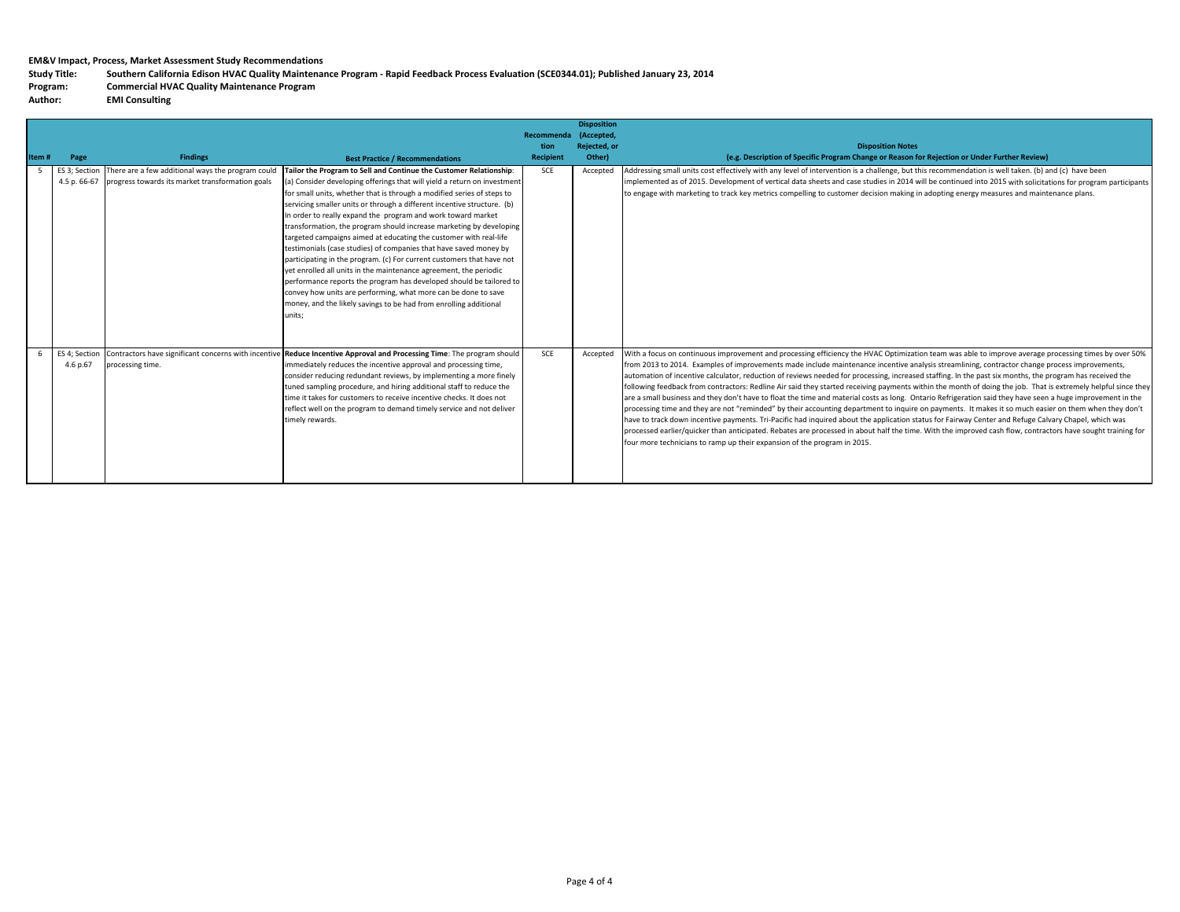**EM&V Impact, Process, Market Assessment Study Recommendations**

**Study Title:** Southern California Edison HVAC Quality Maintenance Program - Rapid Feedback Process Evaluation (SCE0344.01); Published January 23, 2014

**Program:** Commercial HVAC Quality Maintenance Program

**Author:** EMI Consulting

| Item # | Page | Findings | Best Practice / Recommendations | Recommendation Recipient | Disposition (Accepted, Rejected, or Other) | Disposition Notes (e.g. Description of Specific Program Change or Reason for Rejection or Under Further Review) |
|---|---|---|---|---|---|---|
| 5 | ES 3; Section 4.5 p. 66-67 | There are a few additional ways the program could progress towards its market transformation goals | **Tailor the Program to Sell and Continue the Customer Relationship**: (a) Consider developing offerings that will yield a return on investment for small units, whether that is through a modified series of steps to servicing smaller units or through a different incentive structure. (b) In order to really expand the program and work toward market transformation, the program should increase marketing by developing targeted campaigns aimed at educating the customer with real-life testimonials (case studies) of companies that have saved money by participating in the program. (c) For current customers that have not yet enrolled all units in the maintenance agreement, the periodic performance reports the program has developed should be tailored to convey how units are performing, what more can be done to save money, and the likely savings to be had from enrolling additional units; | SCE | Accepted | Addressing small units cost effectively with any level of intervention is a challenge, but this recommendation is well taken. (b) and (c) have been implemented as of 2015. Development of vertical data sheets and case studies in 2014 will be continued into 2015 with solicitations for program participants to engage with marketing to track key metrics compelling to customer decision making in adopting energy measures and maintenance plans. |
| 6 | ES 4; Section 4.6 p.67 | Contractors have significant concerns with incentive processing time. | **Reduce Incentive Approval and Processing Time**: The program should immediately reduces the incentive approval and processing time, consider reducing redundant reviews, by implementing a more finely tuned sampling procedure, and hiring additional staff to reduce the time it takes for customers to receive incentive checks. It does not reflect well on the program to demand timely service and not deliver timely rewards. | SCE | Accepted | With a focus on continuous improvement and processing efficiency the HVAC Optimization team was able to improve average processing times by over 50% from 2013 to 2014. Examples of improvements made include maintenance incentive analysis streamlining, contractor change process improvements, automation of incentive calculator, reduction of reviews needed for processing, increased staffing. In the past six months, the program has received the following feedback from contractors: Redline Air said they started receiving payments within the month of doing the job. That is extremely helpful since they are a small business and they don't have to float the time and material costs as long. Ontario Refrigeration said they have seen a huge improvement in the processing time and they are not "reminded" by their accounting department to inquire on payments. It makes it so much easier on them when they don't have to track down incentive payments. Tri-Pacific had inquired about the application status for Fairway Center and Refuge Calvary Chapel, which was processed earlier/quicker than anticipated. Rebates are processed in about half the time. With the improved cash flow, contractors have sought training for four more technicians to ramp up their expansion of the program in 2015. |